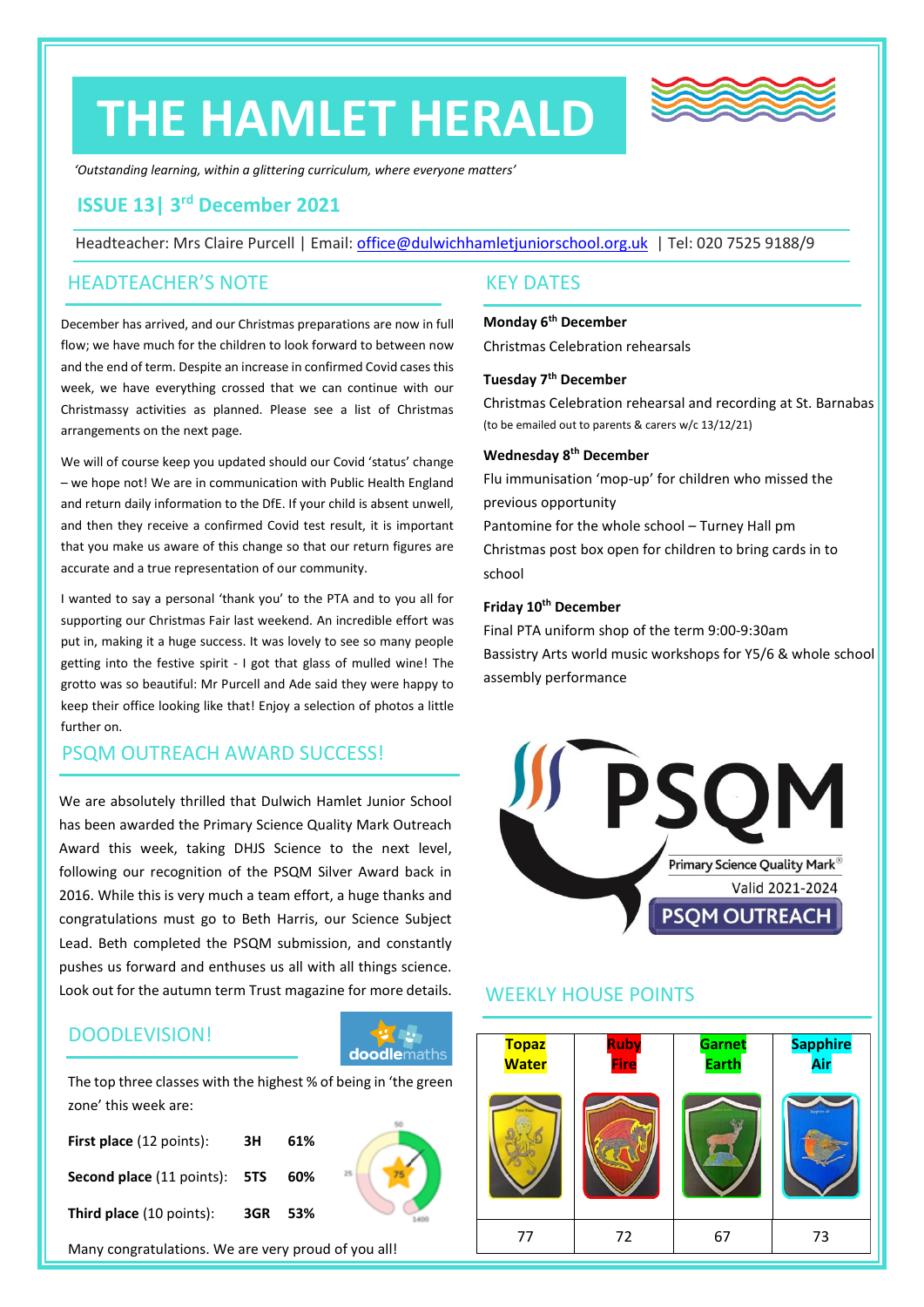# THE HAMLET HERALD

*'Outstanding learning, within a glittering curriculum, where everyone matters'*

## ISSUE 13| 3rd December 2021

Headteacher: Mrs Claire Purcell | Email: office@dulwichhamletjuniorschool.org.uk | Tel: 020 7525 9188/9

## HEADTEACHER'S NOTE

December has arrived, and our Christmas preparations are now in full flow; we have much for the children to look forward to between now and the end of term. Despite an increase in confirmed Covid cases this week, we have everything crossed that we can continue with our Christmassy activities as planned. Please see a list of Christmas arrangements on the next page.

We will of course keep you updated should our Covid 'status' change – we hope not! We are in communication with Public Health England and return daily information to the DfE. If your child is absent unwell, and then they receive a confirmed Covid test result, it is important that you make us aware of this change so that our return figures are accurate and a true representation of our community.

I wanted to say a personal 'thank you' to the PTA and to you all for supporting our Christmas Fair last weekend. An incredible effort was put in, making it a huge success. It was lovely to see so many people getting into the festive spirit - I got that glass of mulled wine! The grotto was so beautiful: Mr Purcell and Ade said they were happy to keep their office looking like that! Enjoy a selection of photos a little further on.

## PSQM OUTREACH AWARD SUCCESS!

We are absolutely thrilled that Dulwich Hamlet Junior School has been awarded the Primary Science Quality Mark Outreach Award this week, taking DHJS Science to the next level, following our recognition of the PSQM Silver Award back in 2016. While this is very much a team effort, a huge thanks and congratulations must go to Beth Harris, our Science Subject Lead. Beth completed the PSQM submission, and constantly pushes us forward and enthuses us all with all things science. Look out for the autumn term Trust magazine for more details.

## DOODLEVISION!

The top three classes with the highest % of being in 'the green zone' this week are:

| | | |
|---|---|---|
| **First place** (12 points): | 3H | 61% |
| **Second place** (11 points): | 5TS | 60% |
| **Third place** (10 points): | 3GR | 53% |

Many congratulations. We are very proud of you all!

## KEY DATES

**Monday 6th December**
Christmas Celebration rehearsals

**Tuesday 7th December**
Christmas Celebration rehearsal and recording at St. Barnabas
(to be emailed out to parents & carers w/c 13/12/21)

**Wednesday 8th December**
Flu immunisation 'mop-up' for children who missed the previous opportunity
Pantomine for the whole school – Turney Hall pm
Christmas post box open for children to bring cards in to school

**Friday 10th December**
Final PTA uniform shop of the term 9:00-9:30am
Bassistry Arts world music workshops for Y5/6 & whole school assembly performance

PSQM
Primary Science Quality Mark®
Valid 2021-2024
PSQM OUTREACH

## WEEKLY HOUSE POINTS

| Topaz Water | Ruby Fire | Garnet Earth | Sapphire Air |
|---|---|---|---|
| 77 | 72 | 67 | 73 |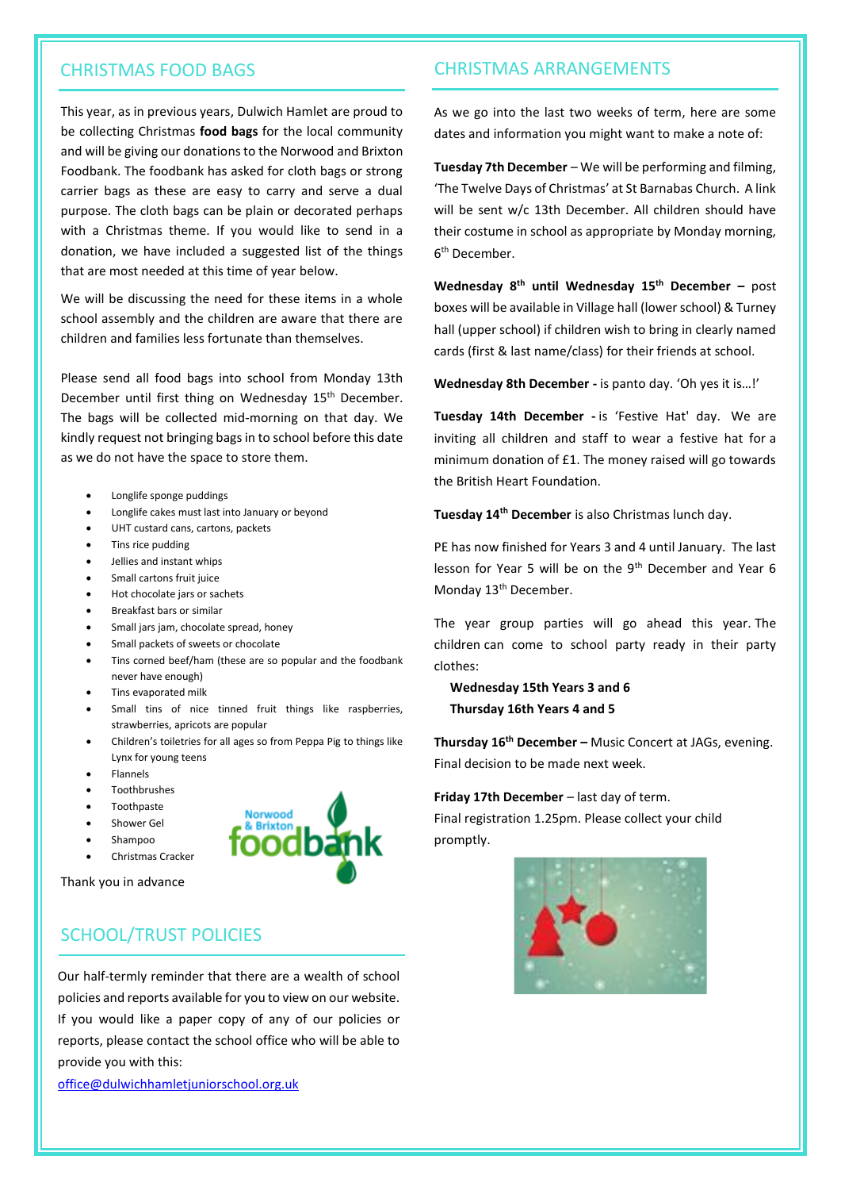## CHRISTMAS FOOD BAGS

This year, as in previous years, Dulwich Hamlet are proud to be collecting Christmas **food bags** for the local community and will be giving our donations to the Norwood and Brixton Foodbank. The foodbank has asked for cloth bags or strong carrier bags as these are easy to carry and serve a dual purpose. The cloth bags can be plain or decorated perhaps with a Christmas theme. If you would like to send in a donation, we have included a suggested list of the things that are most needed at this time of year below.

We will be discussing the need for these items in a whole school assembly and the children are aware that there are children and families less fortunate than themselves.

Please send all food bags into school from Monday 13th December until first thing on Wednesday 15th December. The bags will be collected mid-morning on that day. We kindly request not bringing bags in to school before this date as we do not have the space to store them.

- Longlife sponge puddings
- Longlife cakes must last into January or beyond
- UHT custard cans, cartons, packets
- Tins rice pudding
- Jellies and instant whips
- Small cartons fruit juice
- Hot chocolate jars or sachets
- Breakfast bars or similar
- Small jars jam, chocolate spread, honey
- Small packets of sweets or chocolate
- Tins corned beef/ham (these are so popular and the foodbank never have enough)
- Tins evaporated milk
- Small tins of nice tinned fruit things like raspberries, strawberries, apricots are popular
- Children's toiletries for all ages so from Peppa Pig to things like Lynx for young teens
- Flannels
- Toothbrushes
- Toothpaste
- Shower Gel
- Shampoo
- Christmas Cracker

Thank you in advance

## SCHOOL/TRUST POLICIES

Our half-termly reminder that there are a wealth of school policies and reports available for you to view on our website. If you would like a paper copy of any of our policies or reports, please contact the school office who will be able to provide you with this:

office@dulwichhamletjuniorschool.org.uk

## CHRISTMAS ARRANGEMENTS

As we go into the last two weeks of term, here are some dates and information you might want to make a note of:

**Tuesday 7th December** – We will be performing and filming, 'The Twelve Days of Christmas' at St Barnabas Church. A link will be sent w/c 13th December. All children should have their costume in school as appropriate by Monday morning, 6th December.

**Wednesday 8th until Wednesday 15th December –** post boxes will be available in Village hall (lower school) & Turney hall (upper school) if children wish to bring in clearly named cards (first & last name/class) for their friends at school.

**Wednesday 8th December -** is panto day. 'Oh yes it is…!'

**Tuesday 14th December -** is 'Festive Hat' day. We are inviting all children and staff to wear a festive hat for a minimum donation of £1. The money raised will go towards the British Heart Foundation.

**Tuesday 14th December** is also Christmas lunch day.

PE has now finished for Years 3 and 4 until January. The last lesson for Year 5 will be on the 9th December and Year 6 Monday 13th December.

The year group parties will go ahead this year. The children can come to school party ready in their party clothes:

**Wednesday 15th Years 3 and 6**
**Thursday 16th Years 4 and 5**

**Thursday 16th December –** Music Concert at JAGs, evening. Final decision to be made next week.

**Friday 17th December** – last day of term.
Final registration 1.25pm. Please collect your child promptly.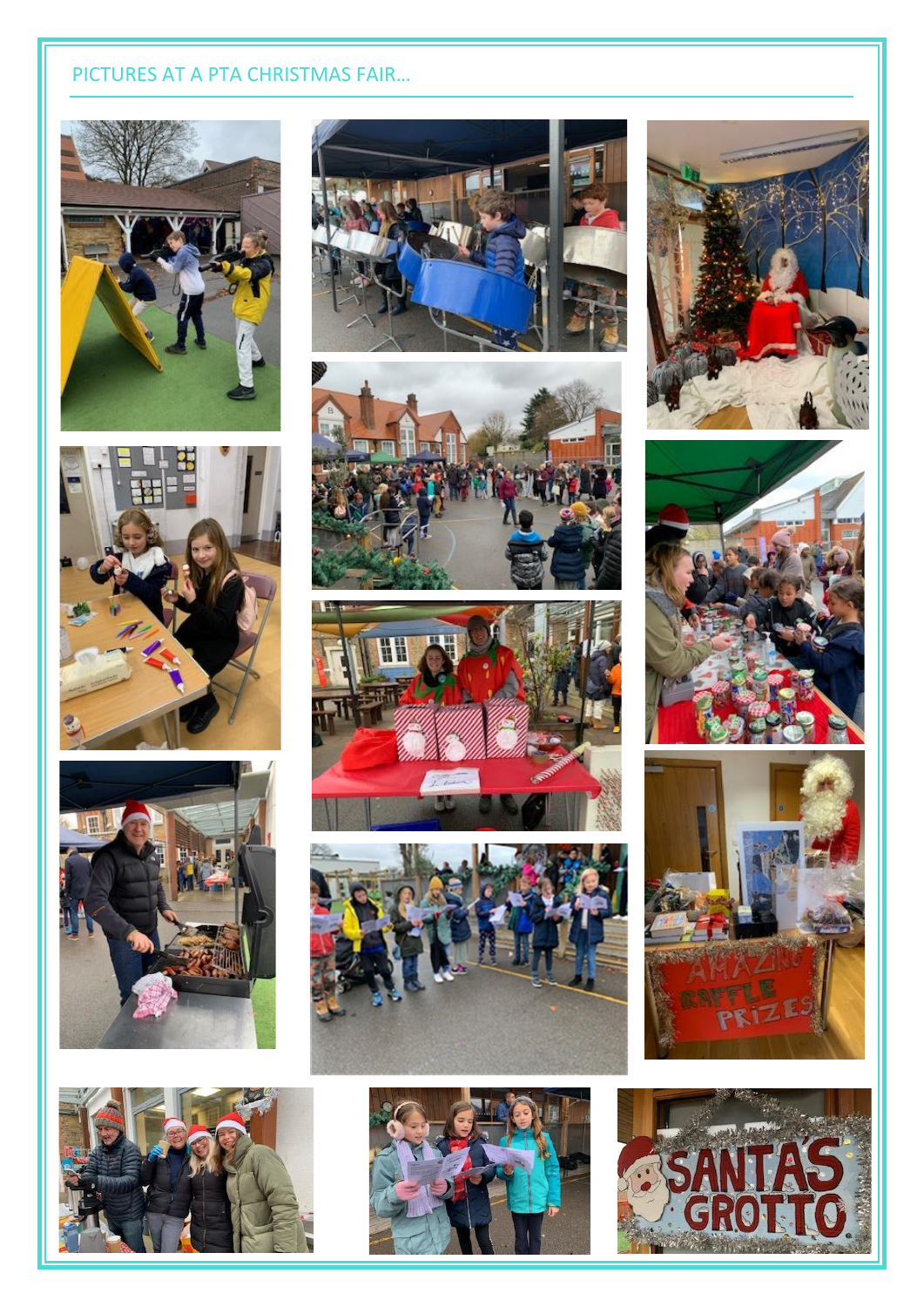PICTURES AT A PTA CHRISTMAS FAIR…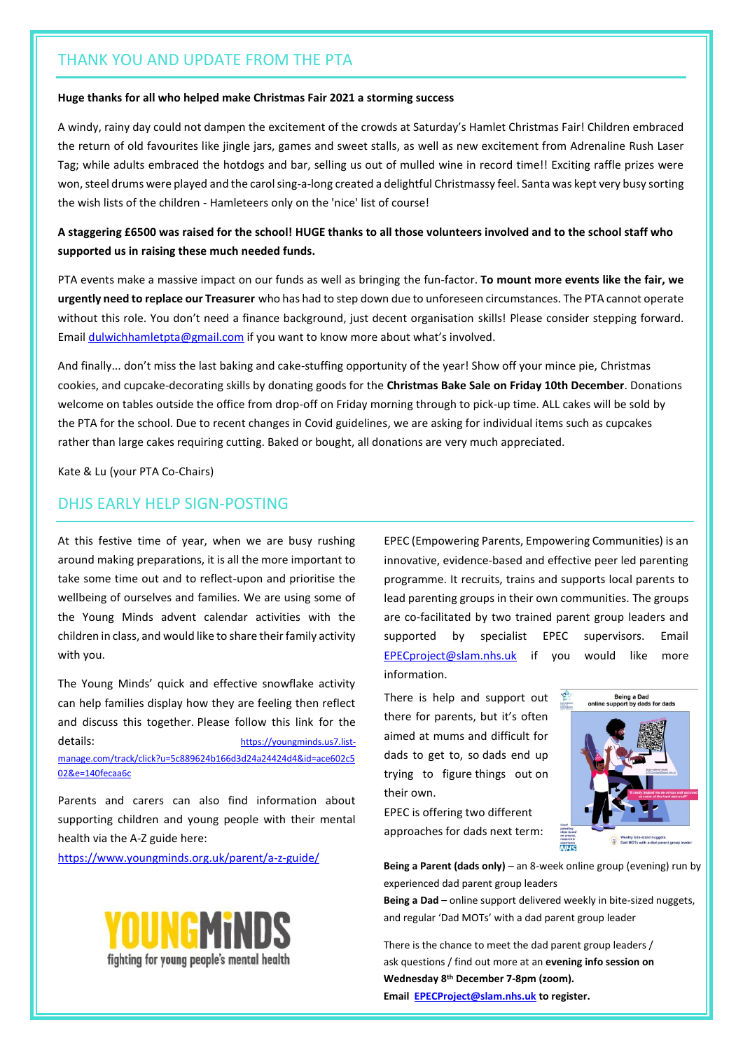## THANK YOU AND UPDATE FROM THE PTA

**Huge thanks for all who helped make Christmas Fair 2021 a storming success**

A windy, rainy day could not dampen the excitement of the crowds at Saturday's Hamlet Christmas Fair! Children embraced the return of old favourites like jingle jars, games and sweet stalls, as well as new excitement from Adrenaline Rush Laser Tag; while adults embraced the hotdogs and bar, selling us out of mulled wine in record time!! Exciting raffle prizes were won, steel drums were played and the carol sing-a-long created a delightful Christmassy feel. Santa was kept very busy sorting the wish lists of the children - Hamleteers only on the 'nice' list of course!

**A staggering £6500 was raised for the school! HUGE thanks to all those volunteers involved and to the school staff who supported us in raising these much needed funds.**

PTA events make a massive impact on our funds as well as bringing the fun-factor. **To mount more events like the fair, we urgently need to replace our Treasurer** who has had to step down due to unforeseen circumstances. The PTA cannot operate without this role. You don't need a finance background, just decent organisation skills! Please consider stepping forward. Email dulwichhamletpta@gmail.com if you want to know more about what's involved.

And finally... don't miss the last baking and cake-stuffing opportunity of the year! Show off your mince pie, Christmas cookies, and cupcake-decorating skills by donating goods for the **Christmas Bake Sale on Friday 10th December**. Donations welcome on tables outside the office from drop-off on Friday morning through to pick-up time. ALL cakes will be sold by the PTA for the school. Due to recent changes in Covid guidelines, we are asking for individual items such as cupcakes rather than large cakes requiring cutting. Baked or bought, all donations are very much appreciated.

Kate & Lu (your PTA Co-Chairs)

## DHJS EARLY HELP SIGN-POSTING

At this festive time of year, when we are busy rushing around making preparations, it is all the more important to take some time out and to reflect-upon and prioritise the wellbeing of ourselves and families. We are using some of the Young Minds advent calendar activities with the children in class, and would like to share their family activity with you.

The Young Minds' quick and effective snowflake activity can help families display how they are feeling then reflect and discuss this together. Please follow this link for the details: https://youngminds.us7.list-manage.com/track/click?u=5c889624b166d3d24a24424d4&id=ace602c502&e=140fecaa6c

Parents and carers can also find information about supporting children and young people with their mental health via the A-Z guide here:

https://www.youngminds.org.uk/parent/a-z-guide/

YOUNGMINDS
fighting for young people's mental health

EPEC (Empowering Parents, Empowering Communities) is an innovative, evidence-based and effective peer led parenting programme. It recruits, trains and supports local parents to lead parenting groups in their own communities. The groups are co-facilitated by two trained parent group leaders and supported by specialist EPEC supervisors. Email EPECproject@slam.nhs.uk if you would like more information.

There is help and support out there for parents, but it's often aimed at mums and difficult for dads to get to, so dads end up trying to figure things out on their own.

EPEC is offering two different approaches for dads next term:

**Being a Parent (dads only)** – an 8-week online group (evening) run by experienced dad parent group leaders

**Being a Dad** – online support delivered weekly in bite-sized nuggets, and regular 'Dad MOTs' with a dad parent group leader

There is the chance to meet the dad parent group leaders / ask questions / find out more at an **evening info session on Wednesday 8th December 7-8pm (zoom).**

**Email EPECProject@slam.nhs.uk to register.**